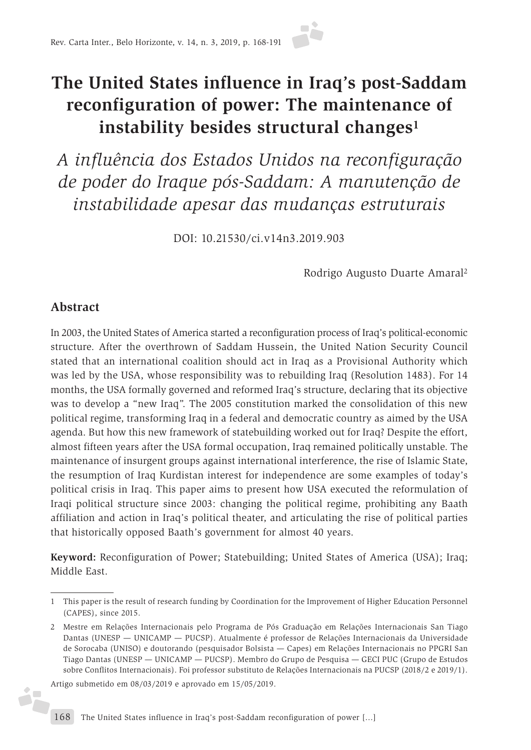# The United States influence in Iraq's post-Saddam reconfiguration of power: The maintenance of instability besides structural changes[1]

## *A influência dos Estados Unidos na reconfiguração de poder do Iraque pós-Saddam: A manutenção de instabilidade apesar das mudanças estruturais*

DOI: 10.21530/ci.v14n3.2019.903

Rodrigo Augusto Duarte Amaral[2]

## Abstract

In 2003, the United States of America started a reconfiguration process of Iraq's political-economic structure. After the overthrown of Saddam Hussein, the United Nation Security Council stated that an international coalition should act in Iraq as a Provisional Authority which was led by the USA, whose responsibility was to rebuilding Iraq (Resolution 1483). For 14 months, the USA formally governed and reformed Iraq's structure, declaring that its objective was to develop a "new Iraq". The 2005 constitution marked the consolidation of this new political regime, transforming Iraq in a federal and democratic country as aimed by the USA agenda. But how this new framework of statebuilding worked out for Iraq? Despite the effort, almost fifteen years after the USA formal occupation, Iraq remained politically unstable. The maintenance of insurgent groups against international interference, the rise of Islamic State, the resumption of Iraq Kurdistan interest for independence are some examples of today's political crisis in Iraq. This paper aims to present how USA executed the reformulation of Iraqi political structure since 2003: changing the political regime, prohibiting any Baath affiliation and action in Iraq's political theater, and articulating the rise of political parties that historically opposed Baath's government for almost 40 years.

**Keyword:** Reconfiguration of Power; Statebuilding; United States of America (USA); Iraq; Middle East.

---

1 This paper is the result of research funding by Coordination for the Improvement of Higher Education Personnel (CAPES), since 2015.

2 Mestre em Relações Internacionais pelo Programa de Pós Graduação em Relações Internacionais San Tiago Dantas (UNESP — UNICAMP — PUCSP). Atualmente é professor de Relações Internacionais da Universidade de Sorocaba (UNISO) e doutorando (pesquisador Bolsista — Capes) em Relações Internacionais no PPGRI San Tiago Dantas (UNESP — UNICAMP — PUCSP). Membro do Grupo de Pesquisa — GECI PUC (Grupo de Estudos sobre Conflitos Internacionais). Foi professor substituto de Relações Internacionais na PUCSP (2018/2 e 2019/1).

Artigo submetido em 08/03/2019 e aprovado em 15/05/2019.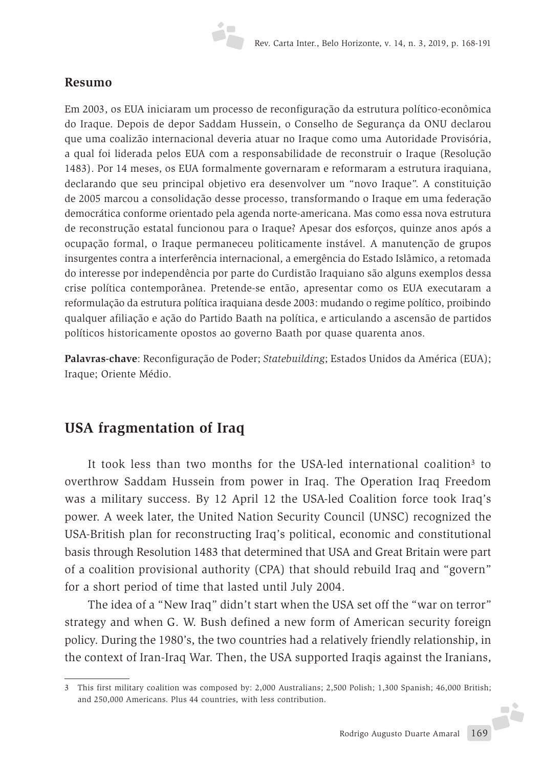## Resumo

Em 2003, os EUA iniciaram um processo de reconfiguração da estrutura político-econômica do Iraque. Depois de depor Saddam Hussein, o Conselho de Segurança da ONU declarou que uma coalizão internacional deveria atuar no Iraque como uma Autoridade Provisória, a qual foi liderada pelos EUA com a responsabilidade de reconstruir o Iraque (Resolução 1483). Por 14 meses, os EUA formalmente governaram e reformaram a estrutura iraquiana, declarando que seu principal objetivo era desenvolver um "novo Iraque". A constituição de 2005 marcou a consolidação desse processo, transformando o Iraque em uma federação democrática conforme orientado pela agenda norte-americana. Mas como essa nova estrutura de reconstrução estatal funcionou para o Iraque? Apesar dos esforços, quinze anos após a ocupação formal, o Iraque permaneceu politicamente instável. A manutenção de grupos insurgentes contra a interferência internacional, a emergência do Estado Islâmico, a retomada do interesse por independência por parte do Curdistão Iraquiano são alguns exemplos dessa crise política contemporânea. Pretende-se então, apresentar como os EUA executaram a reformulação da estrutura política iraquiana desde 2003: mudando o regime político, proibindo qualquer afiliação e ação do Partido Baath na política, e articulando a ascensão de partidos políticos historicamente opostos ao governo Baath por quase quarenta anos.

**Palavras-chave**: Reconfiguração de Poder; *Statebuilding*; Estados Unidos da América (EUA); Iraque; Oriente Médio.

## USA fragmentation of Iraq

It took less than two months for the USA-led international coalition[3] to overthrow Saddam Hussein from power in Iraq. The Operation Iraq Freedom was a military success. By 12 April 12 the USA-led Coalition force took Iraq's power. A week later, the United Nation Security Council (UNSC) recognized the USA-British plan for reconstructing Iraq's political, economic and constitutional basis through Resolution 1483 that determined that USA and Great Britain were part of a coalition provisional authority (CPA) that should rebuild Iraq and "govern" for a short period of time that lasted until July 2004.

The idea of a "New Iraq" didn't start when the USA set off the "war on terror" strategy and when G. W. Bush defined a new form of American security foreign policy. During the 1980's, the two countries had a relatively friendly relationship, in the context of Iran-Iraq War. Then, the USA supported Iraqis against the Iranians,

---

3 This first military coalition was composed by: 2,000 Australians; 2,500 Polish; 1,300 Spanish; 46,000 British; and 250,000 Americans. Plus 44 countries, with less contribution.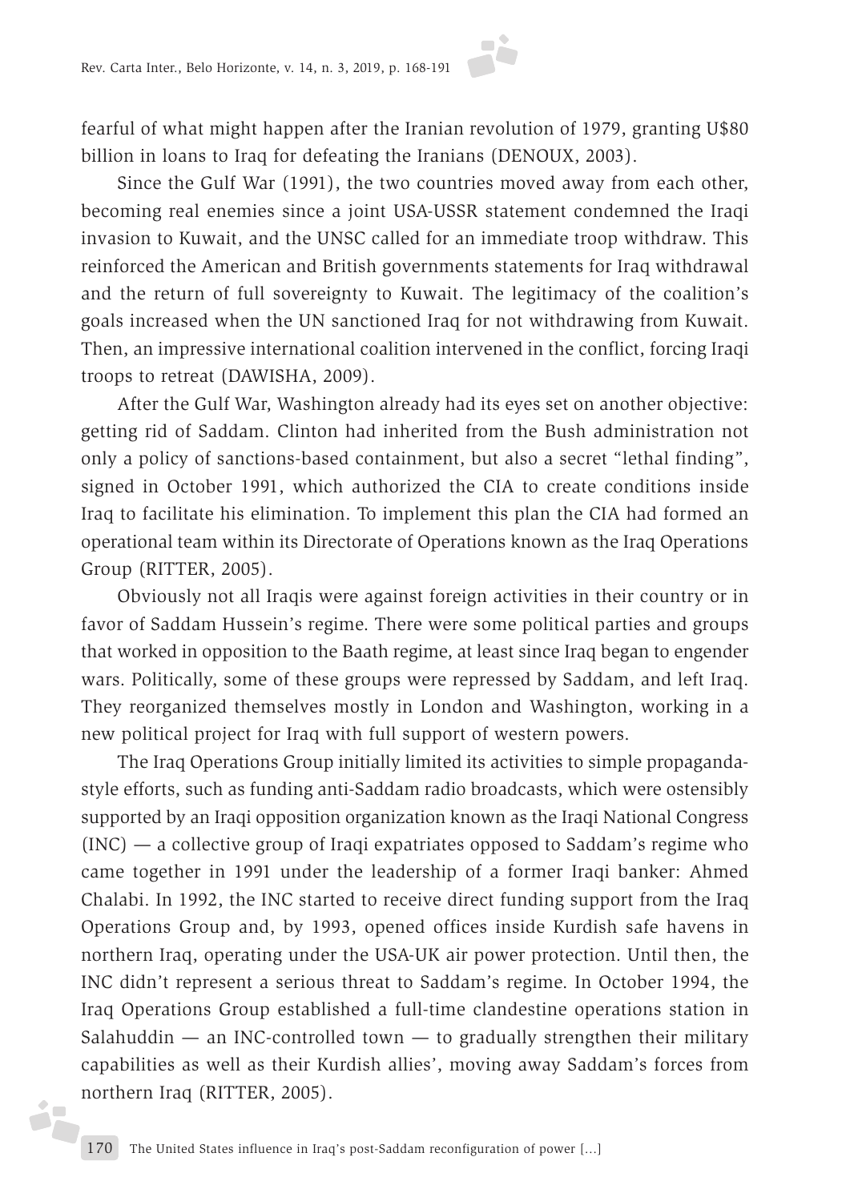fearful of what might happen after the Iranian revolution of 1979, granting U$80 billion in loans to Iraq for defeating the Iranians (DENOUX, 2003).

Since the Gulf War (1991), the two countries moved away from each other, becoming real enemies since a joint USA-USSR statement condemned the Iraqi invasion to Kuwait, and the UNSC called for an immediate troop withdraw. This reinforced the American and British governments statements for Iraq withdrawal and the return of full sovereignty to Kuwait. The legitimacy of the coalition's goals increased when the UN sanctioned Iraq for not withdrawing from Kuwait. Then, an impressive international coalition intervened in the conflict, forcing Iraqi troops to retreat (DAWISHA, 2009).

After the Gulf War, Washington already had its eyes set on another objective: getting rid of Saddam. Clinton had inherited from the Bush administration not only a policy of sanctions-based containment, but also a secret "lethal finding", signed in October 1991, which authorized the CIA to create conditions inside Iraq to facilitate his elimination. To implement this plan the CIA had formed an operational team within its Directorate of Operations known as the Iraq Operations Group (RITTER, 2005).

Obviously not all Iraqis were against foreign activities in their country or in favor of Saddam Hussein's regime. There were some political parties and groups that worked in opposition to the Baath regime, at least since Iraq began to engender wars. Politically, some of these groups were repressed by Saddam, and left Iraq. They reorganized themselves mostly in London and Washington, working in a new political project for Iraq with full support of western powers.

The Iraq Operations Group initially limited its activities to simple propaganda-style efforts, such as funding anti-Saddam radio broadcasts, which were ostensibly supported by an Iraqi opposition organization known as the Iraqi National Congress (INC) — a collective group of Iraqi expatriates opposed to Saddam's regime who came together in 1991 under the leadership of a former Iraqi banker: Ahmed Chalabi. In 1992, the INC started to receive direct funding support from the Iraq Operations Group and, by 1993, opened offices inside Kurdish safe havens in northern Iraq, operating under the USA-UK air power protection. Until then, the INC didn't represent a serious threat to Saddam's regime. In October 1994, the Iraq Operations Group established a full-time clandestine operations station in Salahuddin — an INC-controlled town — to gradually strengthen their military capabilities as well as their Kurdish allies', moving away Saddam's forces from northern Iraq (RITTER, 2005).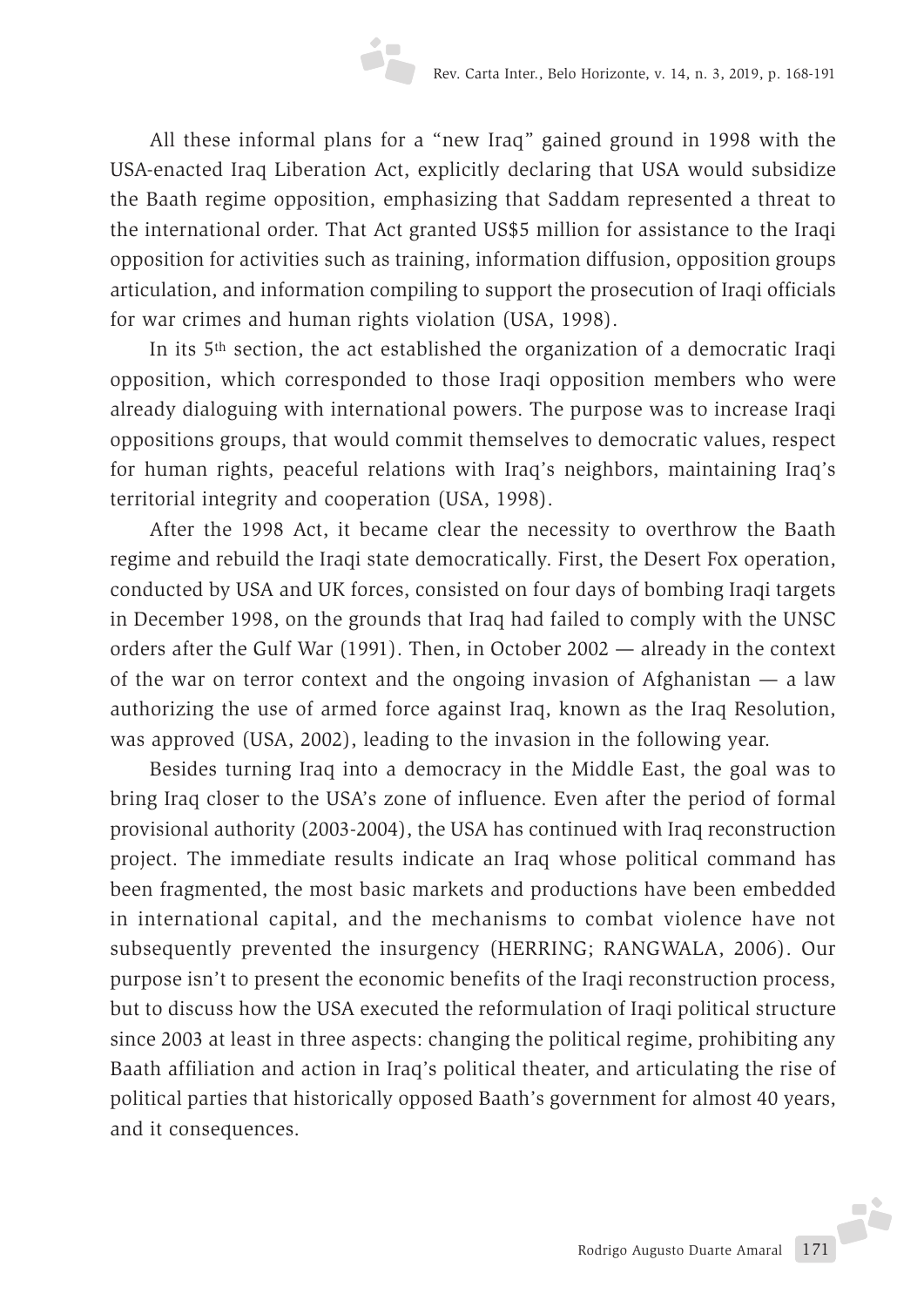All these informal plans for a "new Iraq" gained ground in 1998 with the USA-enacted Iraq Liberation Act, explicitly declaring that USA would subsidize the Baath regime opposition, emphasizing that Saddam represented a threat to the international order. That Act granted US$5 million for assistance to the Iraqi opposition for activities such as training, information diffusion, opposition groups articulation, and information compiling to support the prosecution of Iraqi officials for war crimes and human rights violation (USA, 1998).

In its 5th section, the act established the organization of a democratic Iraqi opposition, which corresponded to those Iraqi opposition members who were already dialoguing with international powers. The purpose was to increase Iraqi oppositions groups, that would commit themselves to democratic values, respect for human rights, peaceful relations with Iraq's neighbors, maintaining Iraq's territorial integrity and cooperation (USA, 1998).

After the 1998 Act, it became clear the necessity to overthrow the Baath regime and rebuild the Iraqi state democratically. First, the Desert Fox operation, conducted by USA and UK forces, consisted on four days of bombing Iraqi targets in December 1998, on the grounds that Iraq had failed to comply with the UNSC orders after the Gulf War (1991). Then, in October 2002 — already in the context of the war on terror context and the ongoing invasion of Afghanistan — a law authorizing the use of armed force against Iraq, known as the Iraq Resolution, was approved (USA, 2002), leading to the invasion in the following year.

Besides turning Iraq into a democracy in the Middle East, the goal was to bring Iraq closer to the USA's zone of influence. Even after the period of formal provisional authority (2003-2004), the USA has continued with Iraq reconstruction project. The immediate results indicate an Iraq whose political command has been fragmented, the most basic markets and productions have been embedded in international capital, and the mechanisms to combat violence have not subsequently prevented the insurgency (HERRING; RANGWALA, 2006). Our purpose isn't to present the economic benefits of the Iraqi reconstruction process, but to discuss how the USA executed the reformulation of Iraqi political structure since 2003 at least in three aspects: changing the political regime, prohibiting any Baath affiliation and action in Iraq's political theater, and articulating the rise of political parties that historically opposed Baath's government for almost 40 years, and it consequences.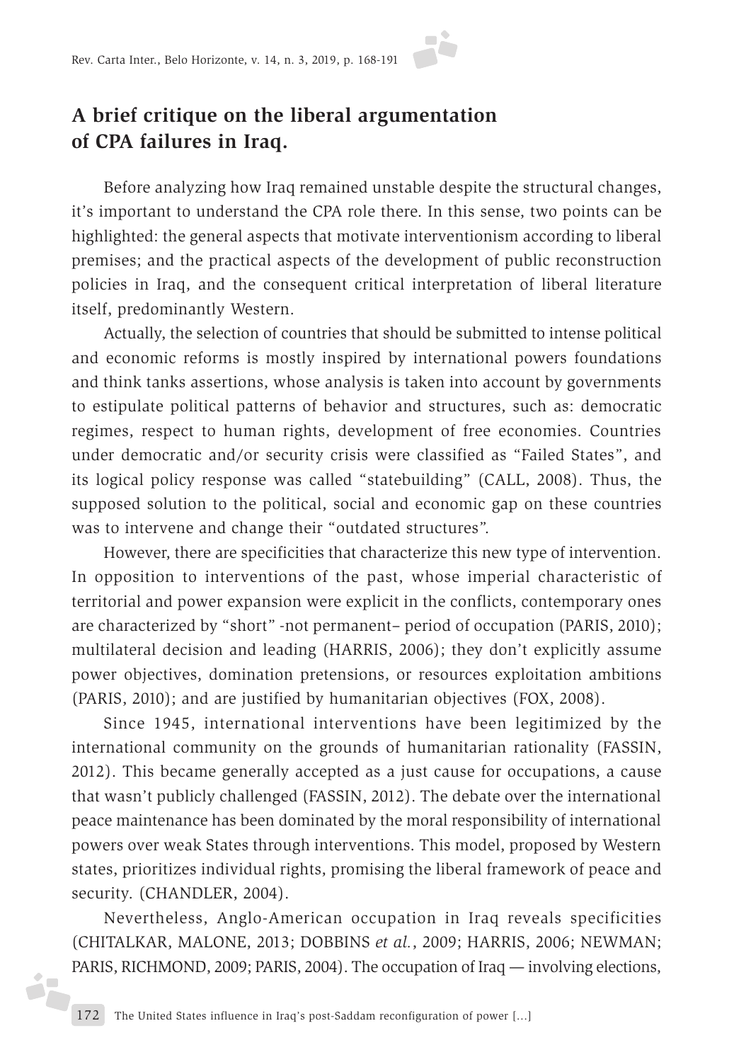## A brief critique on the liberal argumentation of CPA failures in Iraq.

Before analyzing how Iraq remained unstable despite the structural changes, it's important to understand the CPA role there. In this sense, two points can be highlighted: the general aspects that motivate interventionism according to liberal premises; and the practical aspects of the development of public reconstruction policies in Iraq, and the consequent critical interpretation of liberal literature itself, predominantly Western.

Actually, the selection of countries that should be submitted to intense political and economic reforms is mostly inspired by international powers foundations and think tanks assertions, whose analysis is taken into account by governments to estipulate political patterns of behavior and structures, such as: democratic regimes, respect to human rights, development of free economies. Countries under democratic and/or security crisis were classified as "Failed States", and its logical policy response was called "statebuilding" (CALL, 2008). Thus, the supposed solution to the political, social and economic gap on these countries was to intervene and change their "outdated structures".

However, there are specificities that characterize this new type of intervention. In opposition to interventions of the past, whose imperial characteristic of territorial and power expansion were explicit in the conflicts, contemporary ones are characterized by "short" -not permanent– period of occupation (PARIS, 2010); multilateral decision and leading (HARRIS, 2006); they don't explicitly assume power objectives, domination pretensions, or resources exploitation ambitions (PARIS, 2010); and are justified by humanitarian objectives (FOX, 2008).

Since 1945, international interventions have been legitimized by the international community on the grounds of humanitarian rationality (FASSIN, 2012). This became generally accepted as a just cause for occupations, a cause that wasn't publicly challenged (FASSIN, 2012). The debate over the international peace maintenance has been dominated by the moral responsibility of international powers over weak States through interventions. This model, proposed by Western states, prioritizes individual rights, promising the liberal framework of peace and security. (CHANDLER, 2004).

Nevertheless, Anglo-American occupation in Iraq reveals specificities (CHITALKAR, MALONE, 2013; DOBBINS *et al.*, 2009; HARRIS, 2006; NEWMAN; PARIS, RICHMOND, 2009; PARIS, 2004). The occupation of Iraq — involving elections,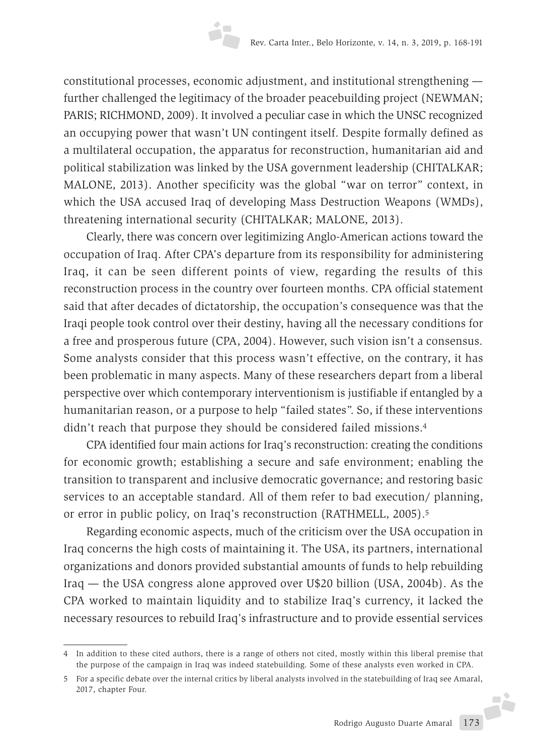constitutional processes, economic adjustment, and institutional strengthening — further challenged the legitimacy of the broader peacebuilding project (NEWMAN; PARIS; RICHMOND, 2009). It involved a peculiar case in which the UNSC recognized an occupying power that wasn't UN contingent itself. Despite formally defined as a multilateral occupation, the apparatus for reconstruction, humanitarian aid and political stabilization was linked by the USA government leadership (CHITALKAR; MALONE, 2013). Another specificity was the global "war on terror" context, in which the USA accused Iraq of developing Mass Destruction Weapons (WMDs), threatening international security (CHITALKAR; MALONE, 2013).

Clearly, there was concern over legitimizing Anglo-American actions toward the occupation of Iraq. After CPA's departure from its responsibility for administering Iraq, it can be seen different points of view, regarding the results of this reconstruction process in the country over fourteen months. CPA official statement said that after decades of dictatorship, the occupation's consequence was that the Iraqi people took control over their destiny, having all the necessary conditions for a free and prosperous future (CPA, 2004). However, such vision isn't a consensus. Some analysts consider that this process wasn't effective, on the contrary, it has been problematic in many aspects. Many of these researchers depart from a liberal perspective over which contemporary interventionism is justifiable if entangled by a humanitarian reason, or a purpose to help "failed states". So, if these interventions didn't reach that purpose they should be considered failed missions.[4]

CPA identified four main actions for Iraq's reconstruction: creating the conditions for economic growth; establishing a secure and safe environment; enabling the transition to transparent and inclusive democratic governance; and restoring basic services to an acceptable standard. All of them refer to bad execution/ planning, or error in public policy, on Iraq's reconstruction (RATHMELL, 2005).[5]

Regarding economic aspects, much of the criticism over the USA occupation in Iraq concerns the high costs of maintaining it. The USA, its partners, international organizations and donors provided substantial amounts of funds to help rebuilding Iraq — the USA congress alone approved over U$20 billion (USA, 2004b). As the CPA worked to maintain liquidity and to stabilize Iraq's currency, it lacked the necessary resources to rebuild Iraq's infrastructure and to provide essential services

---

4 In addition to these cited authors, there is a range of others not cited, mostly within this liberal premise that the purpose of the campaign in Iraq was indeed statebuilding. Some of these analysts even worked in CPA.

5 For a specific debate over the internal critics by liberal analysts involved in the statebuilding of Iraq see Amaral, 2017, chapter Four.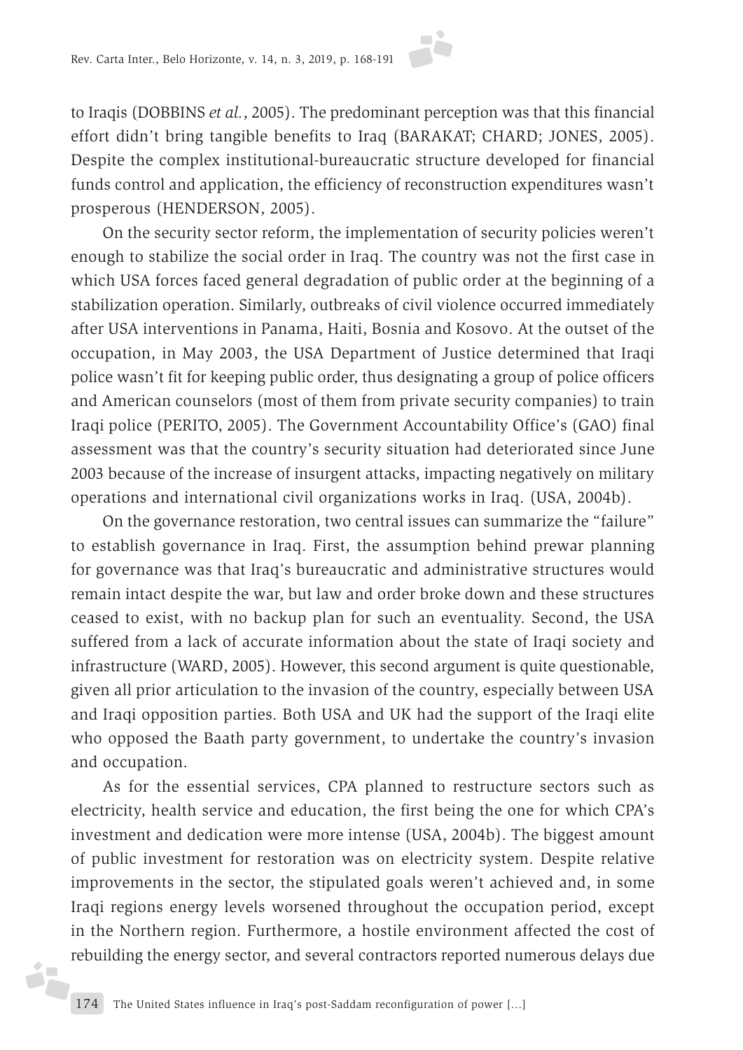to Iraqis (DOBBINS *et al.*, 2005). The predominant perception was that this financial effort didn't bring tangible benefits to Iraq (BARAKAT; CHARD; JONES, 2005). Despite the complex institutional-bureaucratic structure developed for financial funds control and application, the efficiency of reconstruction expenditures wasn't prosperous (HENDERSON, 2005).

On the security sector reform, the implementation of security policies weren't enough to stabilize the social order in Iraq. The country was not the first case in which USA forces faced general degradation of public order at the beginning of a stabilization operation. Similarly, outbreaks of civil violence occurred immediately after USA interventions in Panama, Haiti, Bosnia and Kosovo. At the outset of the occupation, in May 2003, the USA Department of Justice determined that Iraqi police wasn't fit for keeping public order, thus designating a group of police officers and American counselors (most of them from private security companies) to train Iraqi police (PERITO, 2005). The Government Accountability Office's (GAO) final assessment was that the country's security situation had deteriorated since June 2003 because of the increase of insurgent attacks, impacting negatively on military operations and international civil organizations works in Iraq. (USA, 2004b).

On the governance restoration, two central issues can summarize the "failure" to establish governance in Iraq. First, the assumption behind prewar planning for governance was that Iraq's bureaucratic and administrative structures would remain intact despite the war, but law and order broke down and these structures ceased to exist, with no backup plan for such an eventuality. Second, the USA suffered from a lack of accurate information about the state of Iraqi society and infrastructure (WARD, 2005). However, this second argument is quite questionable, given all prior articulation to the invasion of the country, especially between USA and Iraqi opposition parties. Both USA and UK had the support of the Iraqi elite who opposed the Baath party government, to undertake the country's invasion and occupation.

As for the essential services, CPA planned to restructure sectors such as electricity, health service and education, the first being the one for which CPA's investment and dedication were more intense (USA, 2004b). The biggest amount of public investment for restoration was on electricity system. Despite relative improvements in the sector, the stipulated goals weren't achieved and, in some Iraqi regions energy levels worsened throughout the occupation period, except in the Northern region. Furthermore, a hostile environment affected the cost of rebuilding the energy sector, and several contractors reported numerous delays due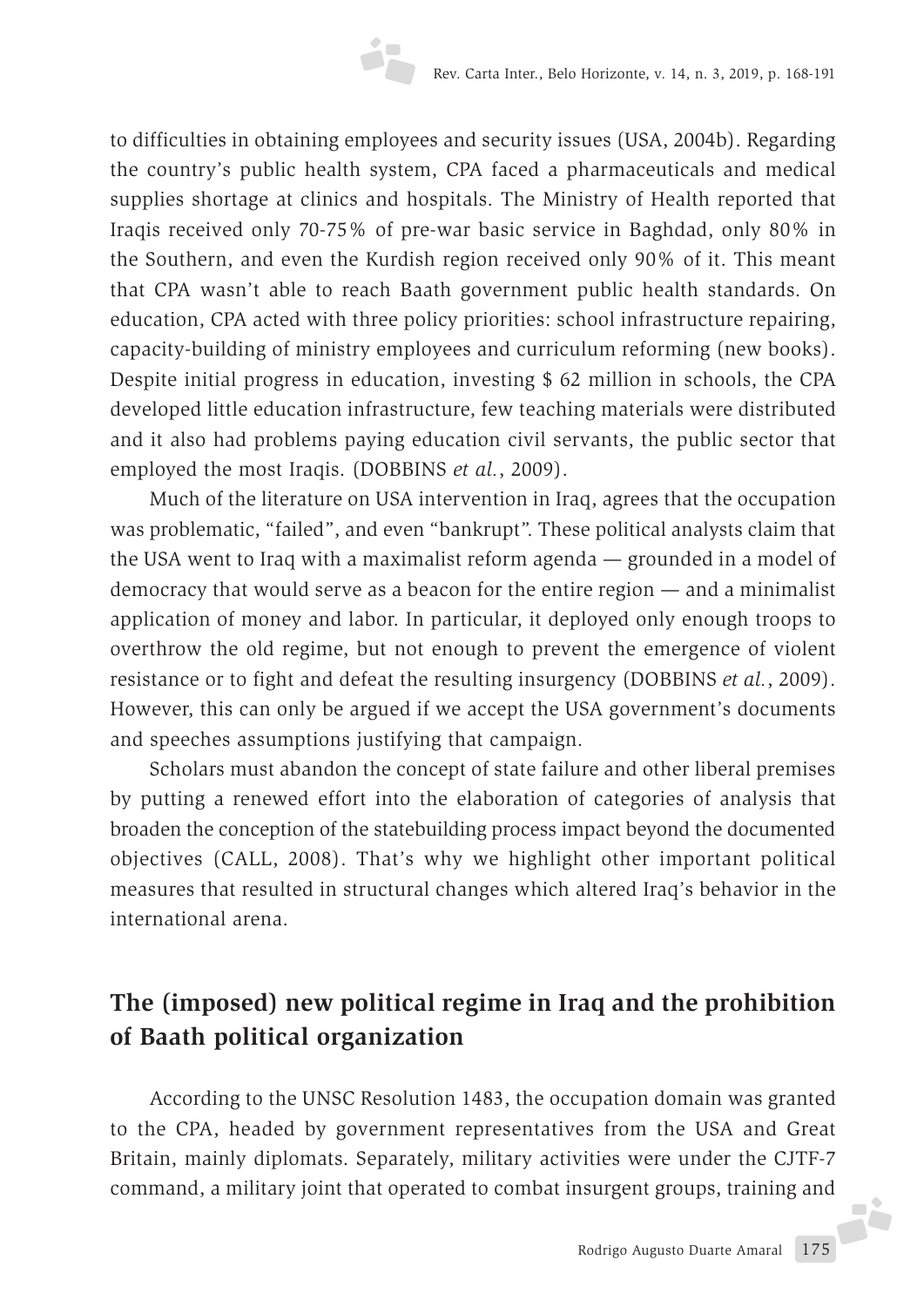to difficulties in obtaining employees and security issues (USA, 2004b). Regarding the country's public health system, CPA faced a pharmaceuticals and medical supplies shortage at clinics and hospitals. The Ministry of Health reported that Iraqis received only 70-75% of pre-war basic service in Baghdad, only 80% in the Southern, and even the Kurdish region received only 90% of it. This meant that CPA wasn't able to reach Baath government public health standards. On education, CPA acted with three policy priorities: school infrastructure repairing, capacity-building of ministry employees and curriculum reforming (new books). Despite initial progress in education, investing $ 62 million in schools, the CPA developed little education infrastructure, few teaching materials were distributed and it also had problems paying education civil servants, the public sector that employed the most Iraqis. (DOBBINS *et al.*, 2009).

Much of the literature on USA intervention in Iraq, agrees that the occupation was problematic, "failed", and even "bankrupt". These political analysts claim that the USA went to Iraq with a maximalist reform agenda — grounded in a model of democracy that would serve as a beacon for the entire region — and a minimalist application of money and labor. In particular, it deployed only enough troops to overthrow the old regime, but not enough to prevent the emergence of violent resistance or to fight and defeat the resulting insurgency (DOBBINS *et al.*, 2009). However, this can only be argued if we accept the USA government's documents and speeches assumptions justifying that campaign.

Scholars must abandon the concept of state failure and other liberal premises by putting a renewed effort into the elaboration of categories of analysis that broaden the conception of the statebuilding process impact beyond the documented objectives (CALL, 2008). That's why we highlight other important political measures that resulted in structural changes which altered Iraq's behavior in the international arena.

## The (imposed) new political regime in Iraq and the prohibition of Baath political organization

According to the UNSC Resolution 1483, the occupation domain was granted to the CPA, headed by government representatives from the USA and Great Britain, mainly diplomats. Separately, military activities were under the CJTF-7 command, a military joint that operated to combat insurgent groups, training and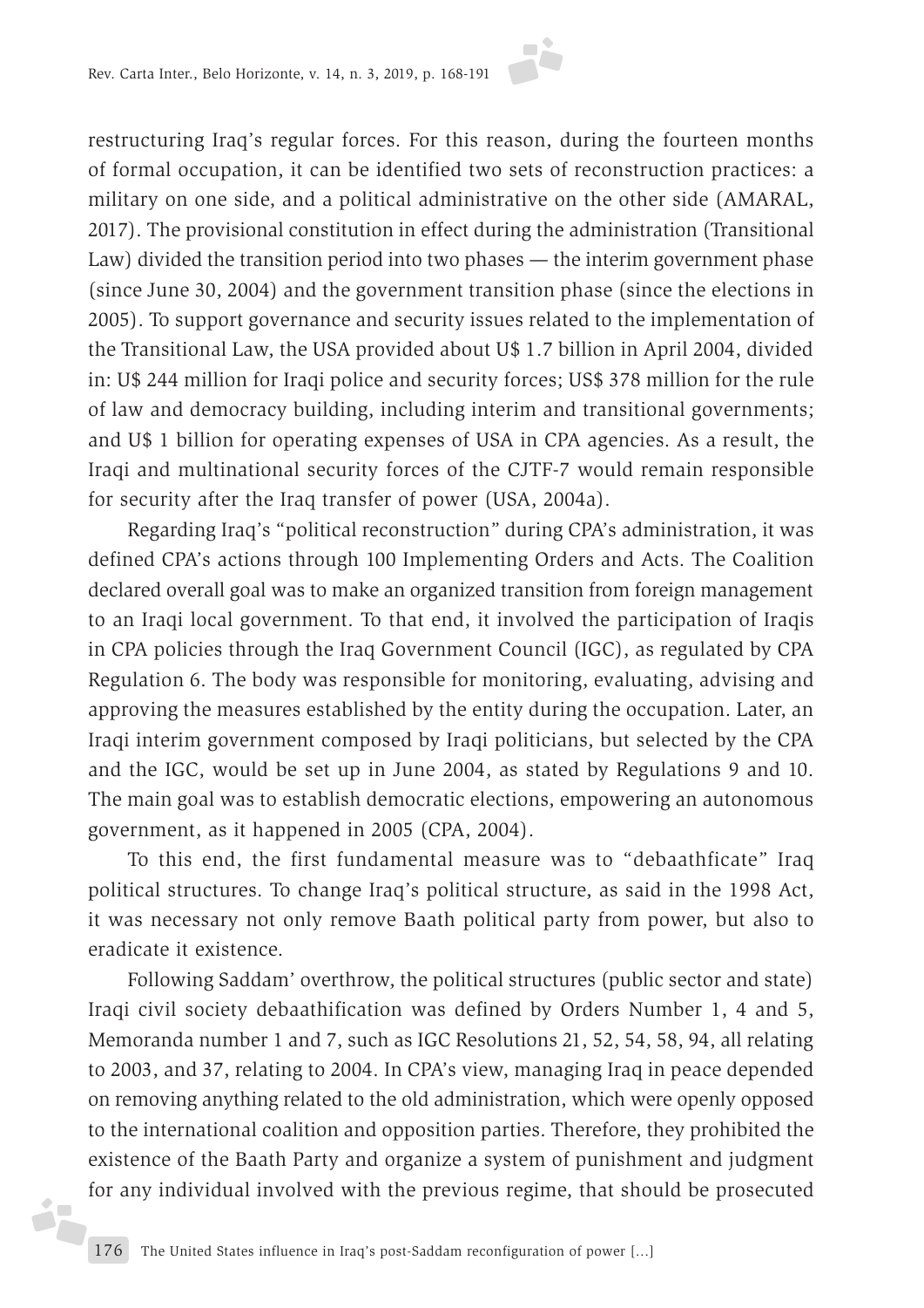restructuring Iraq's regular forces. For this reason, during the fourteen months of formal occupation, it can be identified two sets of reconstruction practices: a military on one side, and a political administrative on the other side (AMARAL, 2017). The provisional constitution in effect during the administration (Transitional Law) divided the transition period into two phases — the interim government phase (since June 30, 2004) and the government transition phase (since the elections in 2005). To support governance and security issues related to the implementation of the Transitional Law, the USA provided about U$ 1.7 billion in April 2004, divided in: U$ 244 million for Iraqi police and security forces; US$ 378 million for the rule of law and democracy building, including interim and transitional governments; and U$ 1 billion for operating expenses of USA in CPA agencies. As a result, the Iraqi and multinational security forces of the CJTF-7 would remain responsible for security after the Iraq transfer of power (USA, 2004a).

Regarding Iraq's "political reconstruction" during CPA's administration, it was defined CPA's actions through 100 Implementing Orders and Acts. The Coalition declared overall goal was to make an organized transition from foreign management to an Iraqi local government. To that end, it involved the participation of Iraqis in CPA policies through the Iraq Government Council (IGC), as regulated by CPA Regulation 6. The body was responsible for monitoring, evaluating, advising and approving the measures established by the entity during the occupation. Later, an Iraqi interim government composed by Iraqi politicians, but selected by the CPA and the IGC, would be set up in June 2004, as stated by Regulations 9 and 10. The main goal was to establish democratic elections, empowering an autonomous government, as it happened in 2005 (CPA, 2004).

To this end, the first fundamental measure was to "debaathficate" Iraq political structures. To change Iraq's political structure, as said in the 1998 Act, it was necessary not only remove Baath political party from power, but also to eradicate it existence.

Following Saddam' overthrow, the political structures (public sector and state) Iraqi civil society debaathification was defined by Orders Number 1, 4 and 5, Memoranda number 1 and 7, such as IGC Resolutions 21, 52, 54, 58, 94, all relating to 2003, and 37, relating to 2004. In CPA's view, managing Iraq in peace depended on removing anything related to the old administration, which were openly opposed to the international coalition and opposition parties. Therefore, they prohibited the existence of the Baath Party and organize a system of punishment and judgment for any individual involved with the previous regime, that should be prosecuted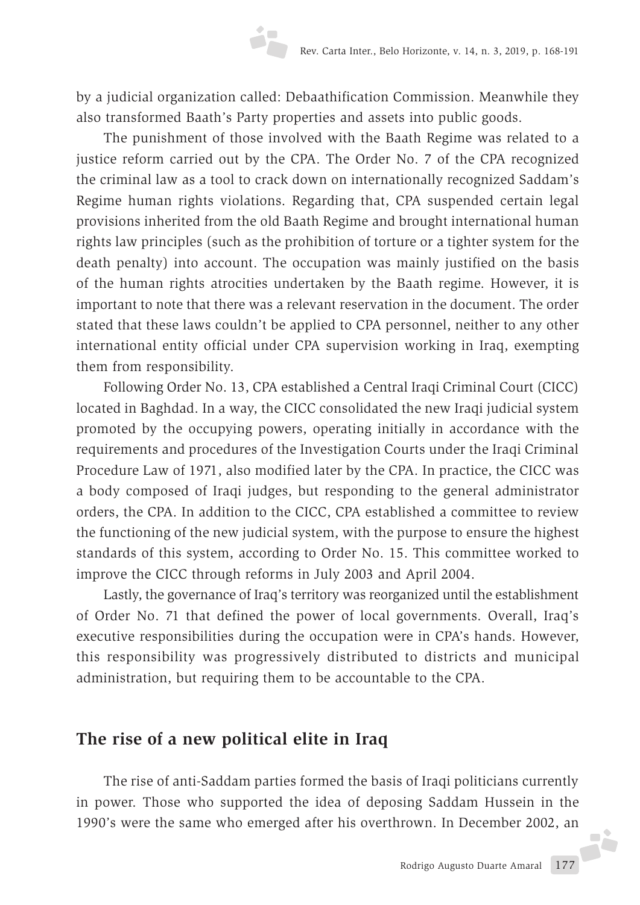by a judicial organization called: Debaathification Commission. Meanwhile they also transformed Baath's Party properties and assets into public goods.

The punishment of those involved with the Baath Regime was related to a justice reform carried out by the CPA. The Order No. 7 of the CPA recognized the criminal law as a tool to crack down on internationally recognized Saddam's Regime human rights violations. Regarding that, CPA suspended certain legal provisions inherited from the old Baath Regime and brought international human rights law principles (such as the prohibition of torture or a tighter system for the death penalty) into account. The occupation was mainly justified on the basis of the human rights atrocities undertaken by the Baath regime. However, it is important to note that there was a relevant reservation in the document. The order stated that these laws couldn't be applied to CPA personnel, neither to any other international entity official under CPA supervision working in Iraq, exempting them from responsibility.

Following Order No. 13, CPA established a Central Iraqi Criminal Court (CICC) located in Baghdad. In a way, the CICC consolidated the new Iraqi judicial system promoted by the occupying powers, operating initially in accordance with the requirements and procedures of the Investigation Courts under the Iraqi Criminal Procedure Law of 1971, also modified later by the CPA. In practice, the CICC was a body composed of Iraqi judges, but responding to the general administrator orders, the CPA. In addition to the CICC, CPA established a committee to review the functioning of the new judicial system, with the purpose to ensure the highest standards of this system, according to Order No. 15. This committee worked to improve the CICC through reforms in July 2003 and April 2004.

Lastly, the governance of Iraq's territory was reorganized until the establishment of Order No. 71 that defined the power of local governments. Overall, Iraq's executive responsibilities during the occupation were in CPA's hands. However, this responsibility was progressively distributed to districts and municipal administration, but requiring them to be accountable to the CPA.

## The rise of a new political elite in Iraq

The rise of anti-Saddam parties formed the basis of Iraqi politicians currently in power. Those who supported the idea of deposing Saddam Hussein in the 1990's were the same who emerged after his overthrown. In December 2002, an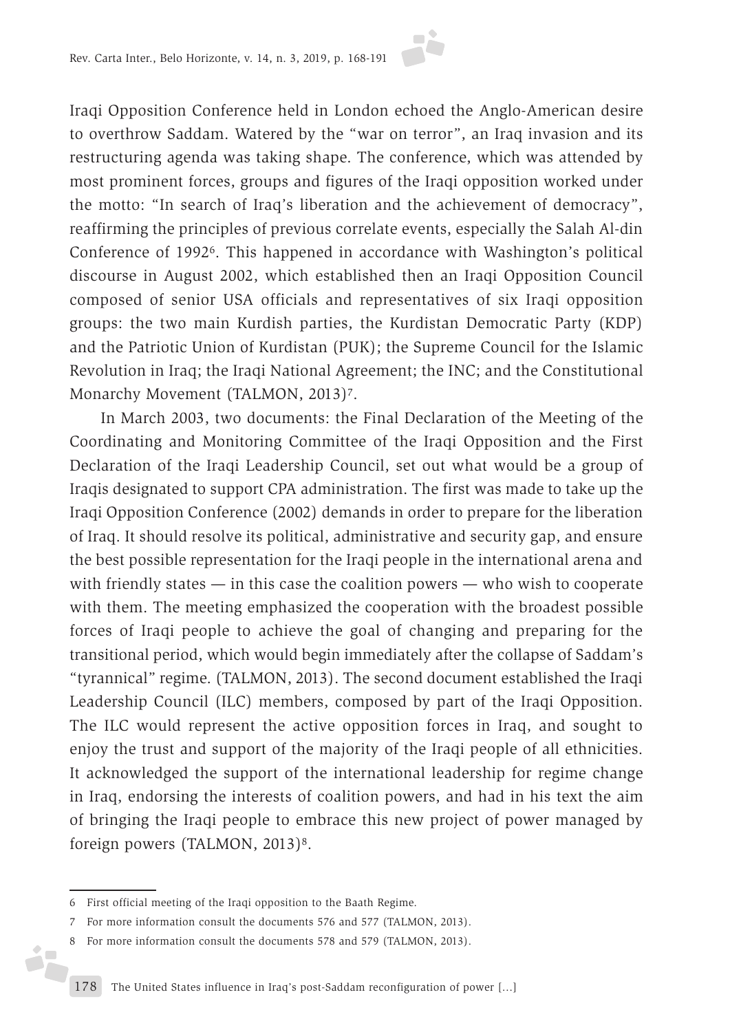Iraqi Opposition Conference held in London echoed the Anglo-American desire to overthrow Saddam. Watered by the "war on terror", an Iraq invasion and its restructuring agenda was taking shape. The conference, which was attended by most prominent forces, groups and figures of the Iraqi opposition worked under the motto: "In search of Iraq's liberation and the achievement of democracy", reaffirming the principles of previous correlate events, especially the Salah Al-din Conference of 1992[6]. This happened in accordance with Washington's political discourse in August 2002, which established then an Iraqi Opposition Council composed of senior USA officials and representatives of six Iraqi opposition groups: the two main Kurdish parties, the Kurdistan Democratic Party (KDP) and the Patriotic Union of Kurdistan (PUK); the Supreme Council for the Islamic Revolution in Iraq; the Iraqi National Agreement; the INC; and the Constitutional Monarchy Movement (TALMON, 2013)[7].

In March 2003, two documents: the Final Declaration of the Meeting of the Coordinating and Monitoring Committee of the Iraqi Opposition and the First Declaration of the Iraqi Leadership Council, set out what would be a group of Iraqis designated to support CPA administration. The first was made to take up the Iraqi Opposition Conference (2002) demands in order to prepare for the liberation of Iraq. It should resolve its political, administrative and security gap, and ensure the best possible representation for the Iraqi people in the international arena and with friendly states — in this case the coalition powers — who wish to cooperate with them. The meeting emphasized the cooperation with the broadest possible forces of Iraqi people to achieve the goal of changing and preparing for the transitional period, which would begin immediately after the collapse of Saddam's "tyrannical" regime. (TALMON, 2013). The second document established the Iraqi Leadership Council (ILC) members, composed by part of the Iraqi Opposition. The ILC would represent the active opposition forces in Iraq, and sought to enjoy the trust and support of the majority of the Iraqi people of all ethnicities. It acknowledged the support of the international leadership for regime change in Iraq, endorsing the interests of coalition powers, and had in his text the aim of bringing the Iraqi people to embrace this new project of power managed by foreign powers (TALMON, 2013)[8].

---

6 First official meeting of the Iraqi opposition to the Baath Regime.

7 For more information consult the documents 576 and 577 (TALMON, 2013).

8 For more information consult the documents 578 and 579 (TALMON, 2013).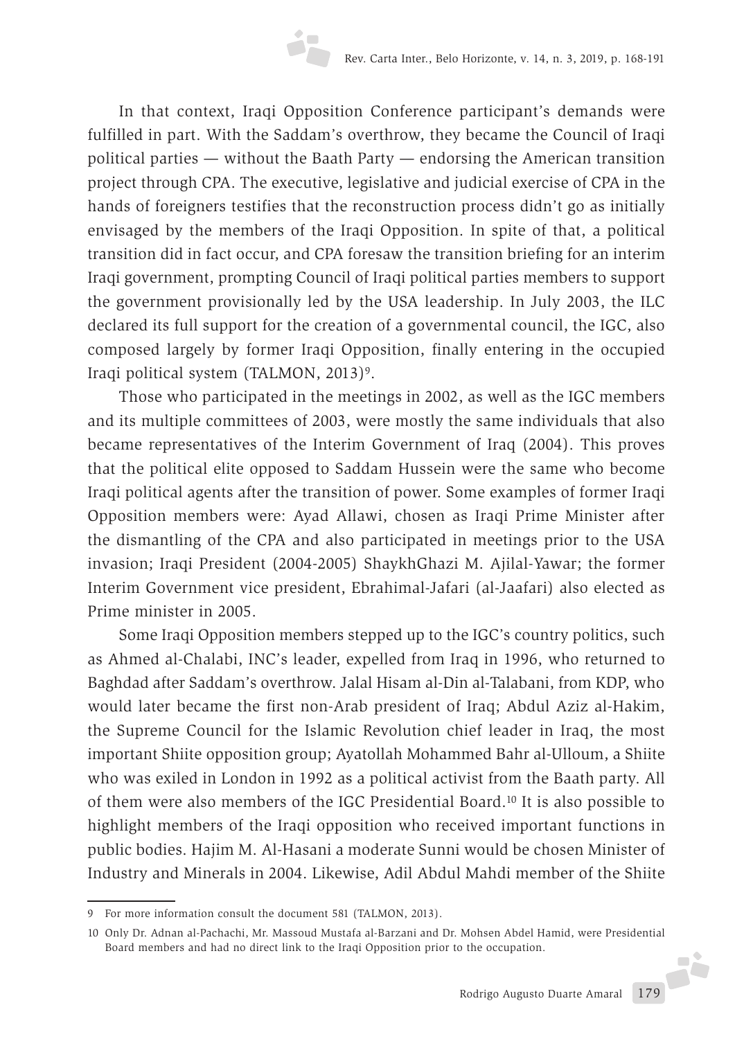In that context, Iraqi Opposition Conference participant's demands were fulfilled in part. With the Saddam's overthrow, they became the Council of Iraqi political parties — without the Baath Party — endorsing the American transition project through CPA. The executive, legislative and judicial exercise of CPA in the hands of foreigners testifies that the reconstruction process didn't go as initially envisaged by the members of the Iraqi Opposition. In spite of that, a political transition did in fact occur, and CPA foresaw the transition briefing for an interim Iraqi government, prompting Council of Iraqi political parties members to support the government provisionally led by the USA leadership. In July 2003, the ILC declared its full support for the creation of a governmental council, the IGC, also composed largely by former Iraqi Opposition, finally entering in the occupied Iraqi political system (TALMON, 2013)[9].

Those who participated in the meetings in 2002, as well as the IGC members and its multiple committees of 2003, were mostly the same individuals that also became representatives of the Interim Government of Iraq (2004). This proves that the political elite opposed to Saddam Hussein were the same who become Iraqi political agents after the transition of power. Some examples of former Iraqi Opposition members were: Ayad Allawi, chosen as Iraqi Prime Minister after the dismantling of the CPA and also participated in meetings prior to the USA invasion; Iraqi President (2004-2005) ShaykhGhazi M. Ajilal-Yawar; the former Interim Government vice president, Ebrahimal-Jafari (al-Jaafari) also elected as Prime minister in 2005.

Some Iraqi Opposition members stepped up to the IGC's country politics, such as Ahmed al-Chalabi, INC's leader, expelled from Iraq in 1996, who returned to Baghdad after Saddam's overthrow. Jalal Hisam al-Din al-Talabani, from KDP, who would later became the first non-Arab president of Iraq; Abdul Aziz al-Hakim, the Supreme Council for the Islamic Revolution chief leader in Iraq, the most important Shiite opposition group; Ayatollah Mohammed Bahr al-Ulloum, a Shiite who was exiled in London in 1992 as a political activist from the Baath party. All of them were also members of the IGC Presidential Board.[10] It is also possible to highlight members of the Iraqi opposition who received important functions in public bodies. Hajim M. Al-Hasani a moderate Sunni would be chosen Minister of Industry and Minerals in 2004. Likewise, Adil Abdul Mahdi member of the Shiite

9 For more information consult the document 581 (TALMON, 2013).

10 Only Dr. Adnan al-Pachachi, Mr. Massoud Mustafa al-Barzani and Dr. Mohsen Abdel Hamid, were Presidential Board members and had no direct link to the Iraqi Opposition prior to the occupation.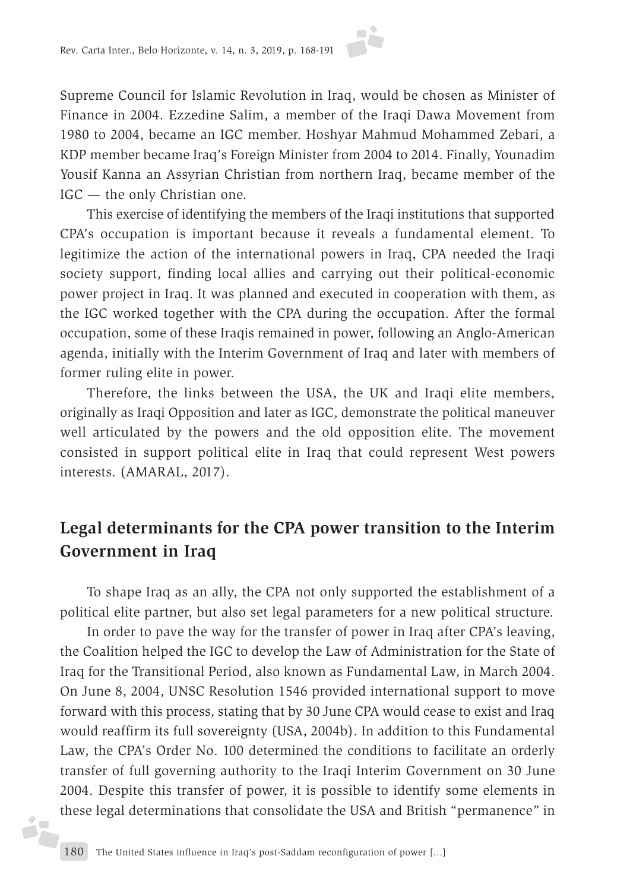Supreme Council for Islamic Revolution in Iraq, would be chosen as Minister of Finance in 2004. Ezzedine Salim, a member of the Iraqi Dawa Movement from 1980 to 2004, became an IGC member. Hoshyar Mahmud Mohammed Zebari, a KDP member became Iraq's Foreign Minister from 2004 to 2014. Finally, Younadim Yousif Kanna an Assyrian Christian from northern Iraq, became member of the IGC — the only Christian one.

This exercise of identifying the members of the Iraqi institutions that supported CPA's occupation is important because it reveals a fundamental element. To legitimize the action of the international powers in Iraq, CPA needed the Iraqi society support, finding local allies and carrying out their political-economic power project in Iraq. It was planned and executed in cooperation with them, as the IGC worked together with the CPA during the occupation. After the formal occupation, some of these Iraqis remained in power, following an Anglo-American agenda, initially with the Interim Government of Iraq and later with members of former ruling elite in power.

Therefore, the links between the USA, the UK and Iraqi elite members, originally as Iraqi Opposition and later as IGC, demonstrate the political maneuver well articulated by the powers and the old opposition elite. The movement consisted in support political elite in Iraq that could represent West powers interests. (AMARAL, 2017).

## Legal determinants for the CPA power transition to the Interim Government in Iraq

To shape Iraq as an ally, the CPA not only supported the establishment of a political elite partner, but also set legal parameters for a new political structure.

In order to pave the way for the transfer of power in Iraq after CPA's leaving, the Coalition helped the IGC to develop the Law of Administration for the State of Iraq for the Transitional Period, also known as Fundamental Law, in March 2004. On June 8, 2004, UNSC Resolution 1546 provided international support to move forward with this process, stating that by 30 June CPA would cease to exist and Iraq would reaffirm its full sovereignty (USA, 2004b). In addition to this Fundamental Law, the CPA's Order No. 100 determined the conditions to facilitate an orderly transfer of full governing authority to the Iraqi Interim Government on 30 June 2004. Despite this transfer of power, it is possible to identify some elements in these legal determinations that consolidate the USA and British "permanence" in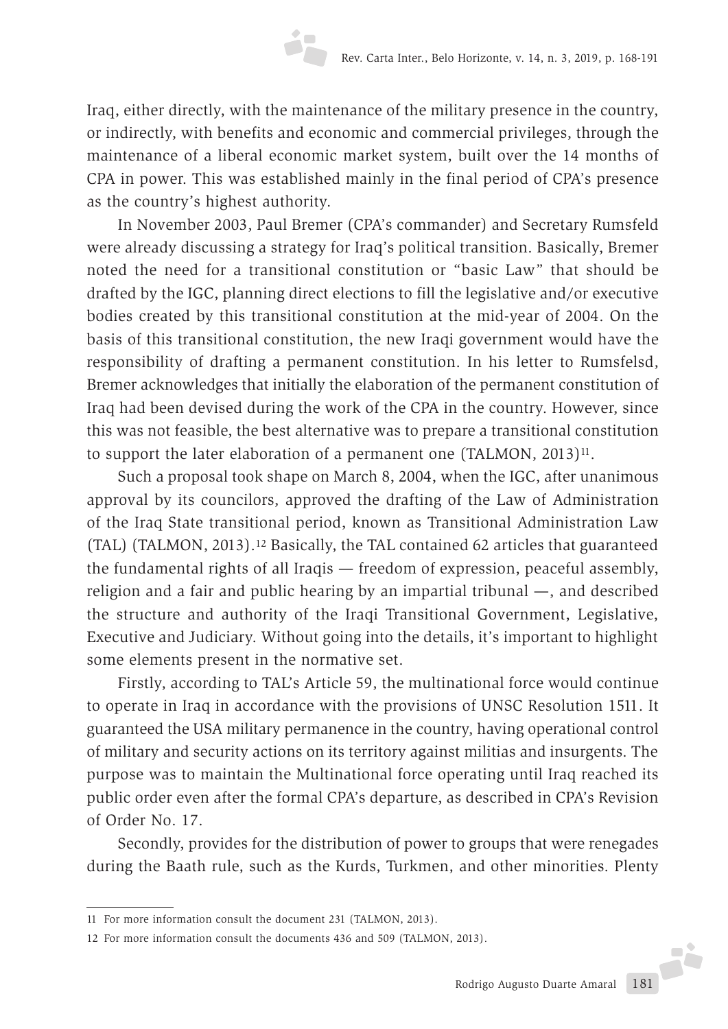Iraq, either directly, with the maintenance of the military presence in the country, or indirectly, with benefits and economic and commercial privileges, through the maintenance of a liberal economic market system, built over the 14 months of CPA in power. This was established mainly in the final period of CPA's presence as the country's highest authority.

In November 2003, Paul Bremer (CPA's commander) and Secretary Rumsfeld were already discussing a strategy for Iraq's political transition. Basically, Bremer noted the need for a transitional constitution or "basic Law" that should be drafted by the IGC, planning direct elections to fill the legislative and/or executive bodies created by this transitional constitution at the mid-year of 2004. On the basis of this transitional constitution, the new Iraqi government would have the responsibility of drafting a permanent constitution. In his letter to Rumsfelsd, Bremer acknowledges that initially the elaboration of the permanent constitution of Iraq had been devised during the work of the CPA in the country. However, since this was not feasible, the best alternative was to prepare a transitional constitution to support the later elaboration of a permanent one (TALMON, 2013)[11].

Such a proposal took shape on March 8, 2004, when the IGC, after unanimous approval by its councilors, approved the drafting of the Law of Administration of the Iraq State transitional period, known as Transitional Administration Law (TAL) (TALMON, 2013).[12] Basically, the TAL contained 62 articles that guaranteed the fundamental rights of all Iraqis — freedom of expression, peaceful assembly, religion and a fair and public hearing by an impartial tribunal —, and described the structure and authority of the Iraqi Transitional Government, Legislative, Executive and Judiciary. Without going into the details, it's important to highlight some elements present in the normative set.

Firstly, according to TAL's Article 59, the multinational force would continue to operate in Iraq in accordance with the provisions of UNSC Resolution 1511. It guaranteed the USA military permanence in the country, having operational control of military and security actions on its territory against militias and insurgents. The purpose was to maintain the Multinational force operating until Iraq reached its public order even after the formal CPA's departure, as described in CPA's Revision of Order No. 17.

Secondly, provides for the distribution of power to groups that were renegades during the Baath rule, such as the Kurds, Turkmen, and other minorities. Plenty

---

11 For more information consult the document 231 (TALMON, 2013).

12 For more information consult the documents 436 and 509 (TALMON, 2013).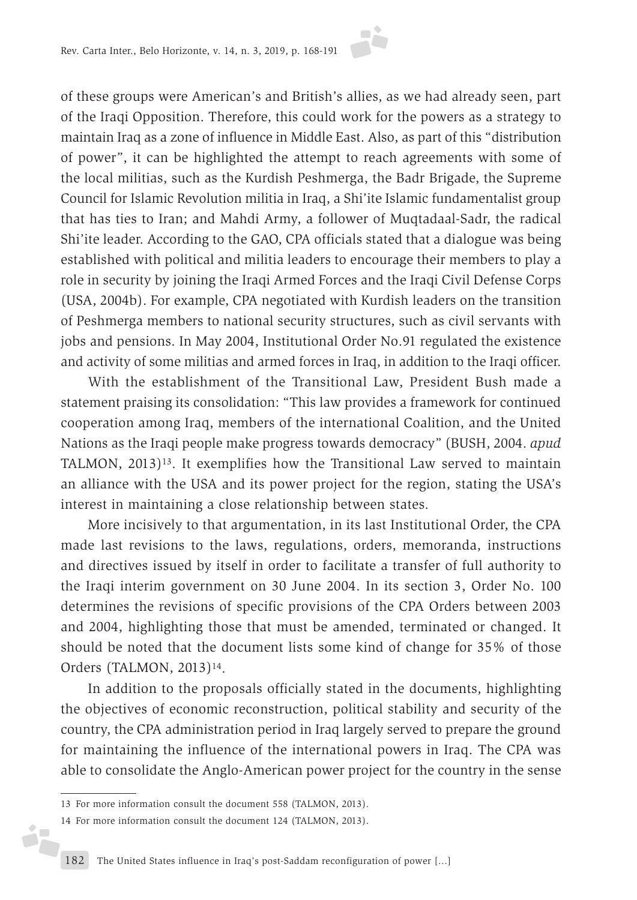of these groups were American's and British's allies, as we had already seen, part of the Iraqi Opposition. Therefore, this could work for the powers as a strategy to maintain Iraq as a zone of influence in Middle East. Also, as part of this "distribution of power", it can be highlighted the attempt to reach agreements with some of the local militias, such as the Kurdish Peshmerga, the Badr Brigade, the Supreme Council for Islamic Revolution militia in Iraq, a Shi'ite Islamic fundamentalist group that has ties to Iran; and Mahdi Army, a follower of Muqtadaal-Sadr, the radical Shi'ite leader. According to the GAO, CPA officials stated that a dialogue was being established with political and militia leaders to encourage their members to play a role in security by joining the Iraqi Armed Forces and the Iraqi Civil Defense Corps (USA, 2004b). For example, CPA negotiated with Kurdish leaders on the transition of Peshmerga members to national security structures, such as civil servants with jobs and pensions. In May 2004, Institutional Order No.91 regulated the existence and activity of some militias and armed forces in Iraq, in addition to the Iraqi officer.

With the establishment of the Transitional Law, President Bush made a statement praising its consolidation: "This law provides a framework for continued cooperation among Iraq, members of the international Coalition, and the United Nations as the Iraqi people make progress towards democracy" (BUSH, 2004. *apud* TALMON, 2013)[13]. It exemplifies how the Transitional Law served to maintain an alliance with the USA and its power project for the region, stating the USA's interest in maintaining a close relationship between states.

More incisively to that argumentation, in its last Institutional Order, the CPA made last revisions to the laws, regulations, orders, memoranda, instructions and directives issued by itself in order to facilitate a transfer of full authority to the Iraqi interim government on 30 June 2004. In its section 3, Order No. 100 determines the revisions of specific provisions of the CPA Orders between 2003 and 2004, highlighting those that must be amended, terminated or changed. It should be noted that the document lists some kind of change for 35% of those Orders (TALMON, 2013)[14].

In addition to the proposals officially stated in the documents, highlighting the objectives of economic reconstruction, political stability and security of the country, the CPA administration period in Iraq largely served to prepare the ground for maintaining the influence of the international powers in Iraq. The CPA was able to consolidate the Anglo-American power project for the country in the sense

13 For more information consult the document 558 (TALMON, 2013).

14 For more information consult the document 124 (TALMON, 2013).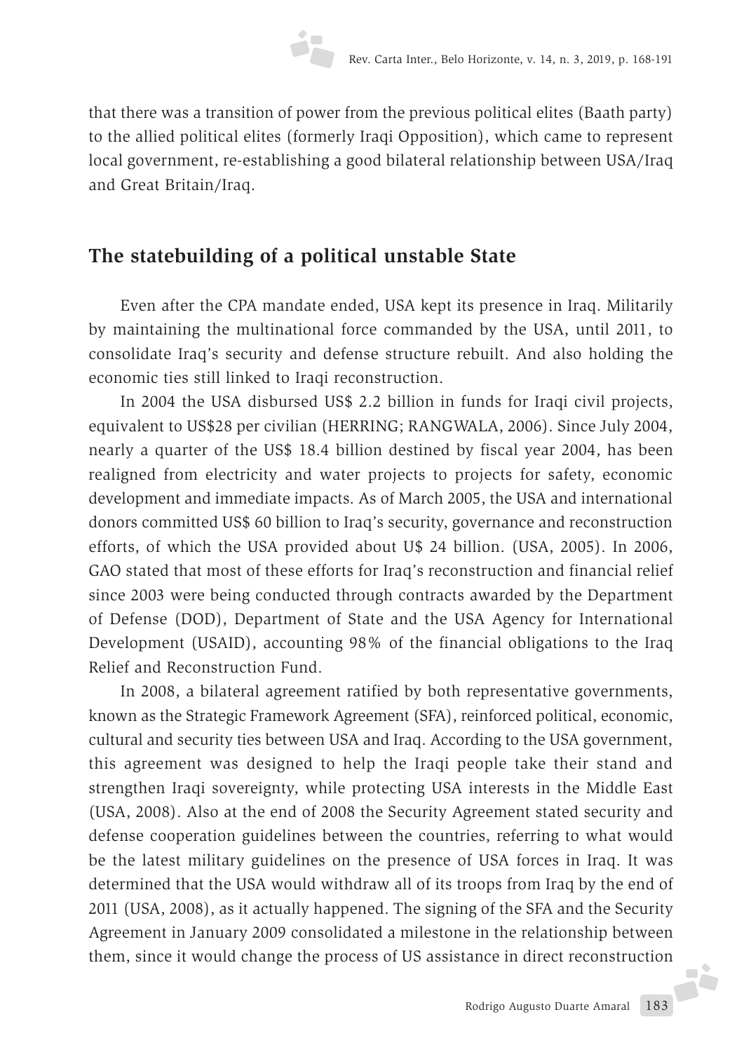that there was a transition of power from the previous political elites (Baath party) to the allied political elites (formerly Iraqi Opposition), which came to represent local government, re-establishing a good bilateral relationship between USA/Iraq and Great Britain/Iraq.

## The statebuilding of a political unstable State

Even after the CPA mandate ended, USA kept its presence in Iraq. Militarily by maintaining the multinational force commanded by the USA, until 2011, to consolidate Iraq's security and defense structure rebuilt. And also holding the economic ties still linked to Iraqi reconstruction.

In 2004 the USA disbursed US$ 2.2 billion in funds for Iraqi civil projects, equivalent to US$28 per civilian (HERRING; RANGWALA, 2006). Since July 2004, nearly a quarter of the US$ 18.4 billion destined by fiscal year 2004, has been realigned from electricity and water projects to projects for safety, economic development and immediate impacts. As of March 2005, the USA and international donors committed US$ 60 billion to Iraq's security, governance and reconstruction efforts, of which the USA provided about U$ 24 billion. (USA, 2005). In 2006, GAO stated that most of these efforts for Iraq's reconstruction and financial relief since 2003 were being conducted through contracts awarded by the Department of Defense (DOD), Department of State and the USA Agency for International Development (USAID), accounting 98% of the financial obligations to the Iraq Relief and Reconstruction Fund.

In 2008, a bilateral agreement ratified by both representative governments, known as the Strategic Framework Agreement (SFA), reinforced political, economic, cultural and security ties between USA and Iraq. According to the USA government, this agreement was designed to help the Iraqi people take their stand and strengthen Iraqi sovereignty, while protecting USA interests in the Middle East (USA, 2008). Also at the end of 2008 the Security Agreement stated security and defense cooperation guidelines between the countries, referring to what would be the latest military guidelines on the presence of USA forces in Iraq. It was determined that the USA would withdraw all of its troops from Iraq by the end of 2011 (USA, 2008), as it actually happened. The signing of the SFA and the Security Agreement in January 2009 consolidated a milestone in the relationship between them, since it would change the process of US assistance in direct reconstruction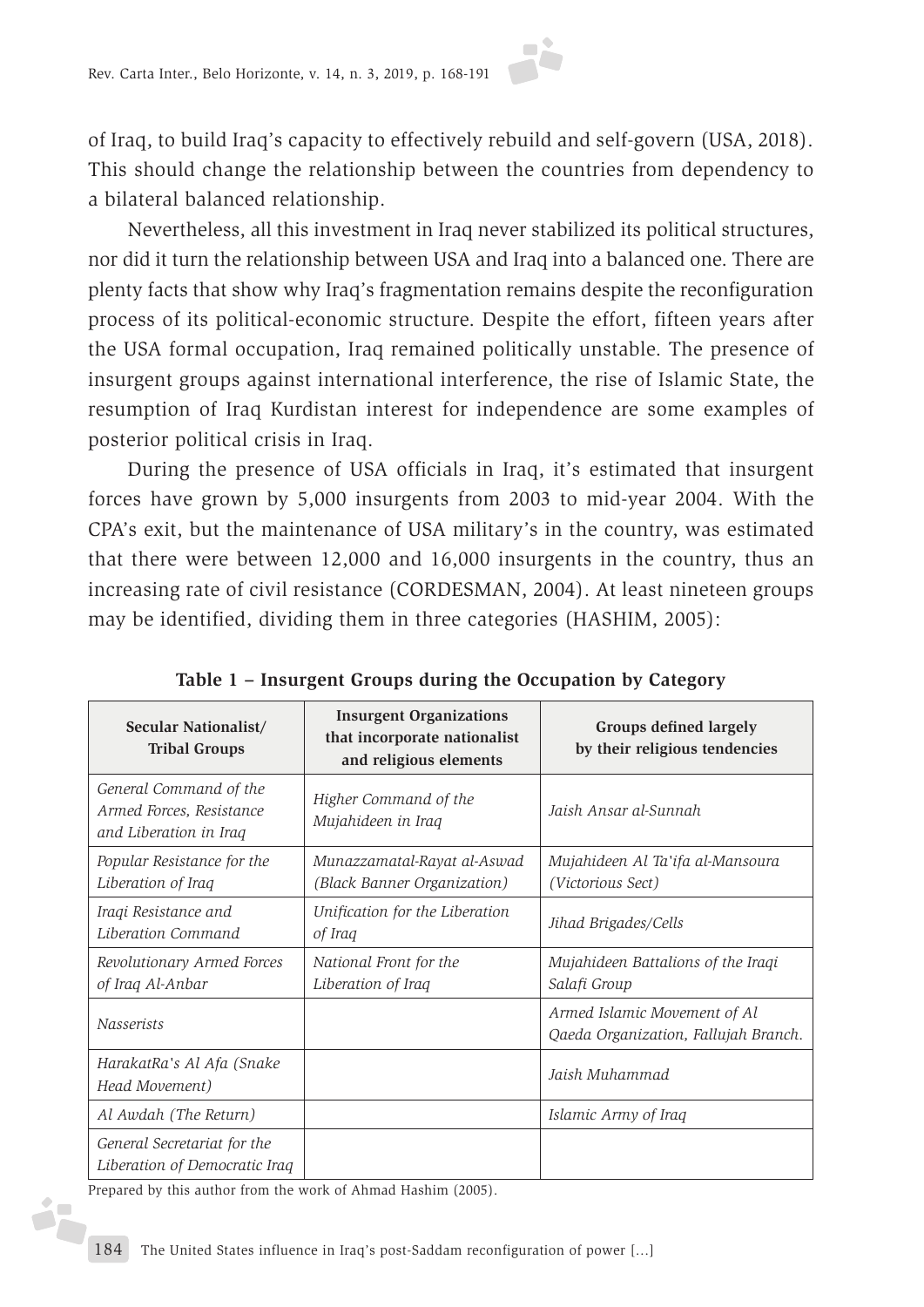of Iraq, to build Iraq's capacity to effectively rebuild and self-govern (USA, 2018). This should change the relationship between the countries from dependency to a bilateral balanced relationship.

Nevertheless, all this investment in Iraq never stabilized its political structures, nor did it turn the relationship between USA and Iraq into a balanced one. There are plenty facts that show why Iraq's fragmentation remains despite the reconfiguration process of its political-economic structure. Despite the effort, fifteen years after the USA formal occupation, Iraq remained politically unstable. The presence of insurgent groups against international interference, the rise of Islamic State, the resumption of Iraq Kurdistan interest for independence are some examples of posterior political crisis in Iraq.

During the presence of USA officials in Iraq, it's estimated that insurgent forces have grown by 5,000 insurgents from 2003 to mid-year 2004. With the CPA's exit, but the maintenance of USA military's in the country, was estimated that there were between 12,000 and 16,000 insurgents in the country, thus an increasing rate of civil resistance (CORDESMAN, 2004). At least nineteen groups may be identified, dividing them in three categories (HASHIM, 2005):

**Table 1 – Insurgent Groups during the Occupation by Category**

| Secular Nationalist/ Tribal Groups | Insurgent Organizations that incorporate nationalist and religious elements | Groups defined largely by their religious tendencies |
|---|---|---|
| *General Command of the Armed Forces, Resistance and Liberation in Iraq* | *Higher Command of the Mujahideen in Iraq* | *Jaish Ansar al-Sunnah* |
| *Popular Resistance for the Liberation of Iraq* | *Munazzamatal-Rayat al-Aswad (Black Banner Organization)* | *Mujahideen Al Ta'ifa al-Mansoura (Victorious Sect)* |
| *Iraqi Resistance and Liberation Command* | *Unification for the Liberation of Iraq* | *Jihad Brigades/Cells* |
| *Revolutionary Armed Forces of Iraq Al-Anbar* | *National Front for the Liberation of Iraq* | *Mujahideen Battalions of the Iraqi Salafi Group* |
| *Nasserists* | | *Armed Islamic Movement of Al Qaeda Organization, Fallujah Branch.* |
| *HarakatRa's Al Afa (Snake Head Movement)* | | *Jaish Muhammad* |
| *Al Awdah (The Return)* | | *Islamic Army of Iraq* |
| *General Secretariat for the Liberation of Democratic Iraq* | | |

Prepared by this author from the work of Ahmad Hashim (2005).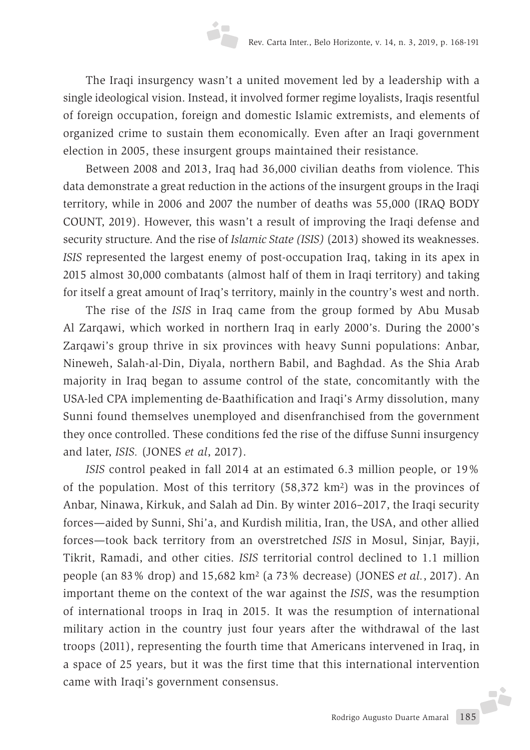The Iraqi insurgency wasn't a united movement led by a leadership with a single ideological vision. Instead, it involved former regime loyalists, Iraqis resentful of foreign occupation, foreign and domestic Islamic extremists, and elements of organized crime to sustain them economically. Even after an Iraqi government election in 2005, these insurgent groups maintained their resistance.

Between 2008 and 2013, Iraq had 36,000 civilian deaths from violence. This data demonstrate a great reduction in the actions of the insurgent groups in the Iraqi territory, while in 2006 and 2007 the number of deaths was 55,000 (IRAQ BODY COUNT, 2019). However, this wasn't a result of improving the Iraqi defense and security structure. And the rise of *Islamic State (ISIS)* (2013) showed its weaknesses. *ISIS* represented the largest enemy of post-occupation Iraq, taking in its apex in 2015 almost 30,000 combatants (almost half of them in Iraqi territory) and taking for itself a great amount of Iraq's territory, mainly in the country's west and north.

The rise of the *ISIS* in Iraq came from the group formed by Abu Musab Al Zarqawi, which worked in northern Iraq in early 2000's. During the 2000's Zarqawi's group thrive in six provinces with heavy Sunni populations: Anbar, Nineweh, Salah-al-Din, Diyala, northern Babil, and Baghdad. As the Shia Arab majority in Iraq began to assume control of the state, concomitantly with the USA-led CPA implementing de-Baathification and Iraqi's Army dissolution, many Sunni found themselves unemployed and disenfranchised from the government they once controlled. These conditions fed the rise of the diffuse Sunni insurgency and later, *ISIS.* (JONES *et al*, 2017).

*ISIS* control peaked in fall 2014 at an estimated 6.3 million people, or 19% of the population. Most of this territory (58,372 km$^2$) was in the provinces of Anbar, Ninawa, Kirkuk, and Salah ad Din. By winter 2016–2017, the Iraqi security forces—aided by Sunni, Shi'a, and Kurdish militia, Iran, the USA, and other allied forces—took back territory from an overstretched *ISIS* in Mosul, Sinjar, Bayji, Tikrit, Ramadi, and other cities. *ISIS* territorial control declined to 1.1 million people (an 83% drop) and 15,682 km$^2$ (a 73% decrease) (JONES *et al.*, 2017). An important theme on the context of the war against the *ISIS*, was the resumption of international troops in Iraq in 2015. It was the resumption of international military action in the country just four years after the withdrawal of the last troops (2011), representing the fourth time that Americans intervened in Iraq, in a space of 25 years, but it was the first time that this international intervention came with Iraqi's government consensus.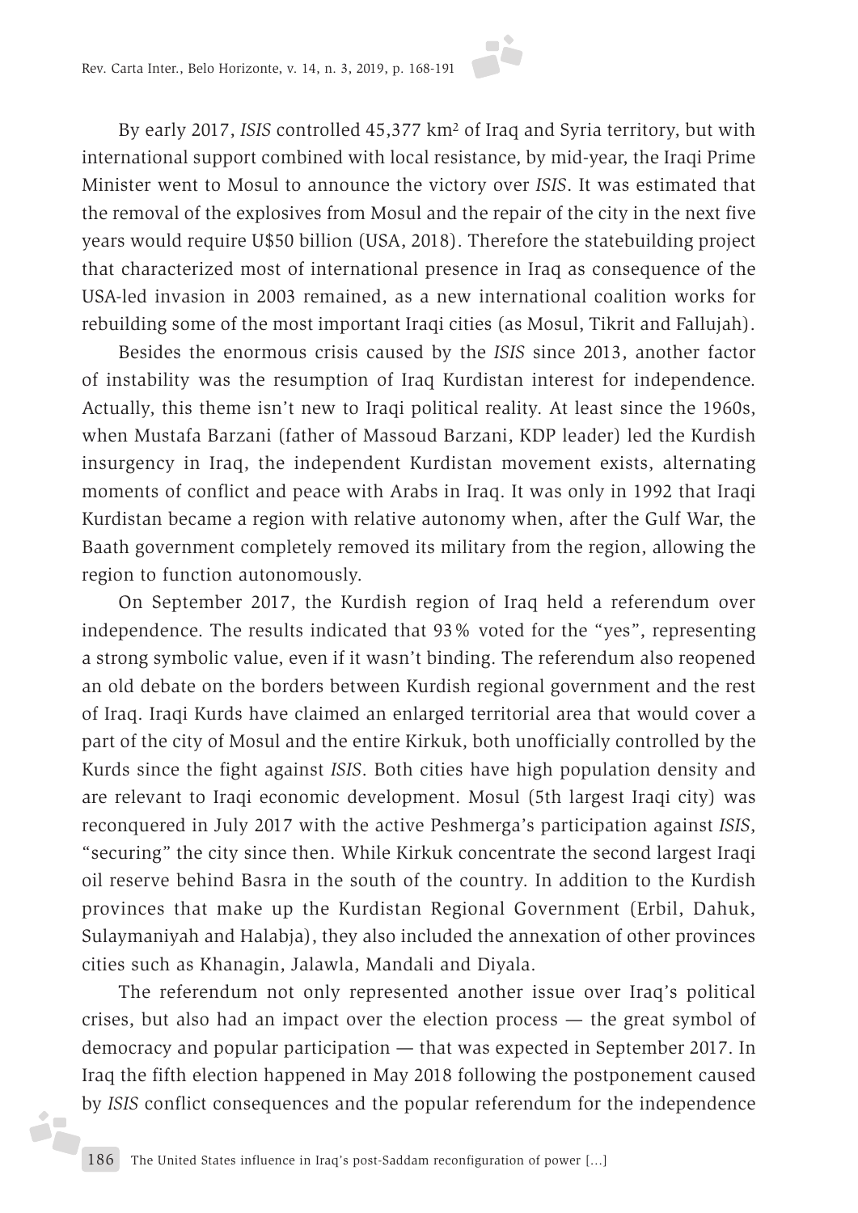By early 2017, *ISIS* controlled 45,377 km$^2$ of Iraq and Syria territory, but with international support combined with local resistance, by mid-year, the Iraqi Prime Minister went to Mosul to announce the victory over *ISIS*. It was estimated that the removal of the explosives from Mosul and the repair of the city in the next five years would require U$50 billion (USA, 2018). Therefore the statebuilding project that characterized most of international presence in Iraq as consequence of the USA-led invasion in 2003 remained, as a new international coalition works for rebuilding some of the most important Iraqi cities (as Mosul, Tikrit and Fallujah).

Besides the enormous crisis caused by the *ISIS* since 2013, another factor of instability was the resumption of Iraq Kurdistan interest for independence. Actually, this theme isn't new to Iraqi political reality. At least since the 1960s, when Mustafa Barzani (father of Massoud Barzani, KDP leader) led the Kurdish insurgency in Iraq, the independent Kurdistan movement exists, alternating moments of conflict and peace with Arabs in Iraq. It was only in 1992 that Iraqi Kurdistan became a region with relative autonomy when, after the Gulf War, the Baath government completely removed its military from the region, allowing the region to function autonomously.

On September 2017, the Kurdish region of Iraq held a referendum over independence. The results indicated that 93% voted for the "yes", representing a strong symbolic value, even if it wasn't binding. The referendum also reopened an old debate on the borders between Kurdish regional government and the rest of Iraq. Iraqi Kurds have claimed an enlarged territorial area that would cover a part of the city of Mosul and the entire Kirkuk, both unofficially controlled by the Kurds since the fight against *ISIS*. Both cities have high population density and are relevant to Iraqi economic development. Mosul (5th largest Iraqi city) was reconquered in July 2017 with the active Peshmerga's participation against *ISIS*, "securing" the city since then. While Kirkuk concentrate the second largest Iraqi oil reserve behind Basra in the south of the country. In addition to the Kurdish provinces that make up the Kurdistan Regional Government (Erbil, Dahuk, Sulaymaniyah and Halabja), they also included the annexation of other provinces cities such as Khanagin, Jalawla, Mandali and Diyala.

The referendum not only represented another issue over Iraq's political crises, but also had an impact over the election process — the great symbol of democracy and popular participation — that was expected in September 2017. In Iraq the fifth election happened in May 2018 following the postponement caused by *ISIS* conflict consequences and the popular referendum for the independence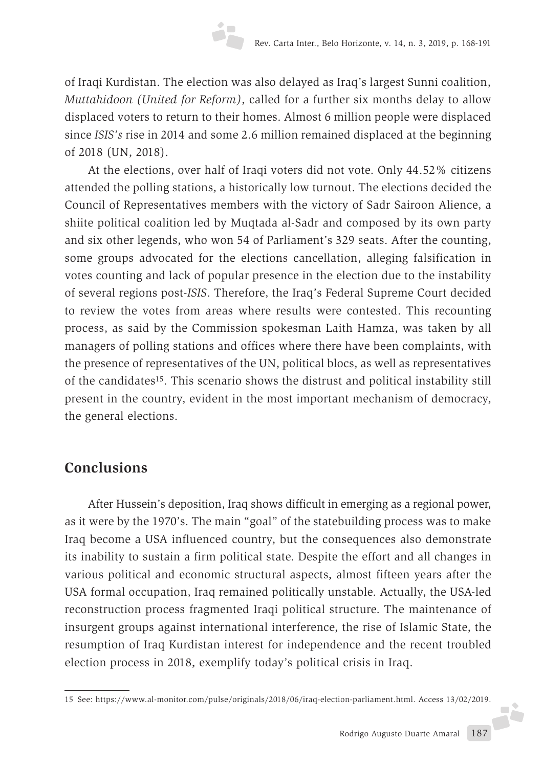of Iraqi Kurdistan. The election was also delayed as Iraq's largest Sunni coalition, *Muttahidoon (United for Reform)*, called for a further six months delay to allow displaced voters to return to their homes. Almost 6 million people were displaced since *ISIS's* rise in 2014 and some 2.6 million remained displaced at the beginning of 2018 (UN, 2018).

At the elections, over half of Iraqi voters did not vote. Only 44.52% citizens attended the polling stations, a historically low turnout. The elections decided the Council of Representatives members with the victory of Sadr Sairoon Alience, a shiite political coalition led by Muqtada al-Sadr and composed by its own party and six other legends, who won 54 of Parliament's 329 seats. After the counting, some groups advocated for the elections cancellation, alleging falsification in votes counting and lack of popular presence in the election due to the instability of several regions post-*ISIS*. Therefore, the Iraq's Federal Supreme Court decided to review the votes from areas where results were contested. This recounting process, as said by the Commission spokesman Laith Hamza, was taken by all managers of polling stations and offices where there have been complaints, with the presence of representatives of the UN, political blocs, as well as representatives of the candidates[15]. This scenario shows the distrust and political instability still present in the country, evident in the most important mechanism of democracy, the general elections.

## Conclusions

After Hussein's deposition, Iraq shows difficult in emerging as a regional power, as it were by the 1970's. The main "goal" of the statebuilding process was to make Iraq become a USA influenced country, but the consequences also demonstrate its inability to sustain a firm political state. Despite the effort and all changes in various political and economic structural aspects, almost fifteen years after the USA formal occupation, Iraq remained politically unstable. Actually, the USA-led reconstruction process fragmented Iraqi political structure. The maintenance of insurgent groups against international interference, the rise of Islamic State, the resumption of Iraq Kurdistan interest for independence and the recent troubled election process in 2018, exemplify today's political crisis in Iraq.

---

15 See: https://www.al-monitor.com/pulse/originals/2018/06/iraq-election-parliament.html. Access 13/02/2019.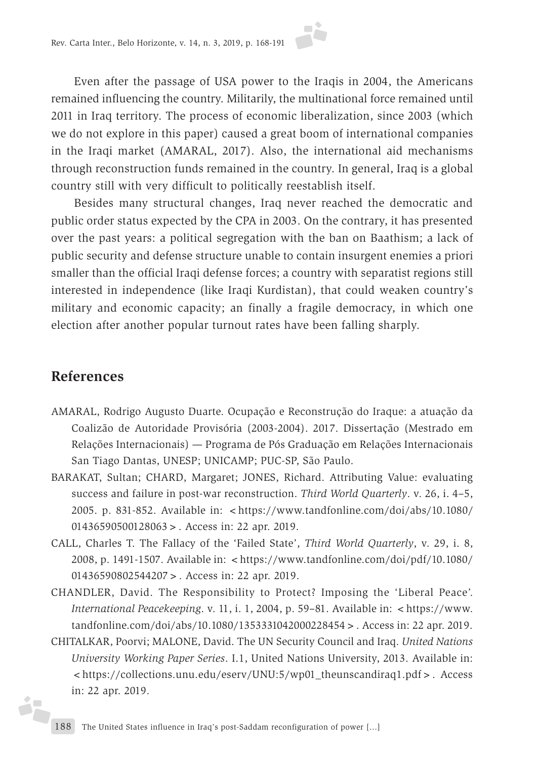Even after the passage of USA power to the Iraqis in 2004, the Americans remained influencing the country. Militarily, the multinational force remained until 2011 in Iraq territory. The process of economic liberalization, since 2003 (which we do not explore in this paper) caused a great boom of international companies in the Iraqi market (AMARAL, 2017). Also, the international aid mechanisms through reconstruction funds remained in the country. In general, Iraq is a global country still with very difficult to politically reestablish itself.

Besides many structural changes, Iraq never reached the democratic and public order status expected by the CPA in 2003. On the contrary, it has presented over the past years: a political segregation with the ban on Baathism; a lack of public security and defense structure unable to contain insurgent enemies a priori smaller than the official Iraqi defense forces; a country with separatist regions still interested in independence (like Iraqi Kurdistan), that could weaken country's military and economic capacity; an finally a fragile democracy, in which one election after another popular turnout rates have been falling sharply.

## References

AMARAL, Rodrigo Augusto Duarte. Ocupação e Reconstrução do Iraque: a atuação da Coalizão de Autoridade Provisória (2003-2004). 2017. Dissertação (Mestrado em Relações Internacionais) — Programa de Pós Graduação em Relações Internacionais San Tiago Dantas, UNESP; UNICAMP; PUC-SP, São Paulo.

BARAKAT, Sultan; CHARD, Margaret; JONES, Richard. Attributing Value: evaluating success and failure in post-war reconstruction. *Third World Quarterly*. v. 26, i. 4–5, 2005. p. 831-852. Available in: <https://www.tandfonline.com/doi/abs/10.1080/01436590500128063>. Access in: 22 apr. 2019.

CALL, Charles T. The Fallacy of the 'Failed State', *Third World Quarterly*, v. 29, i. 8, 2008, p. 1491-1507. Available in: <https://www.tandfonline.com/doi/pdf/10.1080/01436590802544207>. Access in: 22 apr. 2019.

CHANDLER, David. The Responsibility to Protect? Imposing the 'Liberal Peace'. *International Peacekeeping*. v. 11, i. 1, 2004, p. 59–81. Available in: <https://www.tandfonline.com/doi/abs/10.1080/1353331042000228454>. Access in: 22 apr. 2019.

CHITALKAR, Poorvi; MALONE, David. The UN Security Council and Iraq. *United Nations University Working Paper Series*. I.1, United Nations University, 2013. Available in: <https://collections.unu.edu/eserv/UNU:5/wp01_theunscandiraq1.pdf>. Access in: 22 apr. 2019.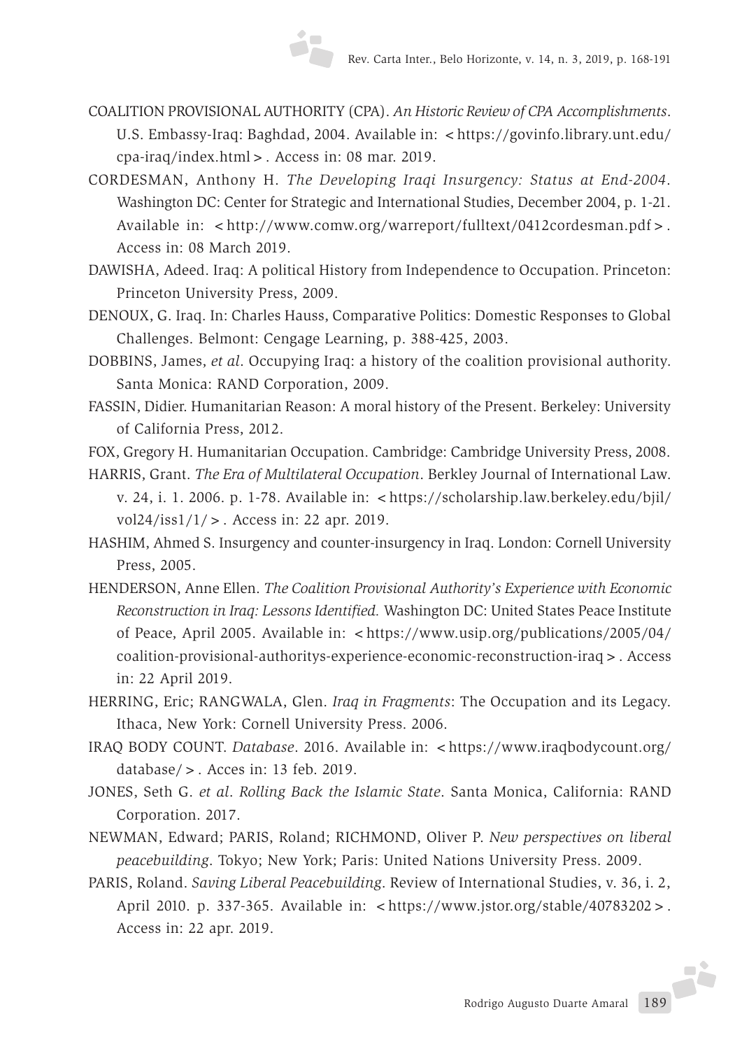COALITION PROVISIONAL AUTHORITY (CPA). *An Historic Review of CPA Accomplishments*. U.S. Embassy-Iraq: Baghdad, 2004. Available in: <https://govinfo.library.unt.edu/cpa-iraq/index.html>. Access in: 08 mar. 2019.

CORDESMAN, Anthony H. *The Developing Iraqi Insurgency: Status at End-2004*. Washington DC: Center for Strategic and International Studies, December 2004, p. 1-21. Available in: <http://www.comw.org/warreport/fulltext/0412cordesman.pdf>. Access in: 08 March 2019.

DAWISHA, Adeed. Iraq: A political History from Independence to Occupation. Princeton: Princeton University Press, 2009.

DENOUX, G. Iraq. In: Charles Hauss, Comparative Politics: Domestic Responses to Global Challenges. Belmont: Cengage Learning, p. 388-425, 2003.

DOBBINS, James, *et al*. Occupying Iraq: a history of the coalition provisional authority. Santa Monica: RAND Corporation, 2009.

FASSIN, Didier. Humanitarian Reason: A moral history of the Present. Berkeley: University of California Press, 2012.

FOX, Gregory H. Humanitarian Occupation. Cambridge: Cambridge University Press, 2008.

HARRIS, Grant. *The Era of Multilateral Occupation*. Berkley Journal of International Law. v. 24, i. 1. 2006. p. 1-78. Available in: <https://scholarship.law.berkeley.edu/bjil/vol24/iss1/1/>. Access in: 22 apr. 2019.

HASHIM, Ahmed S. Insurgency and counter-insurgency in Iraq. London: Cornell University Press, 2005.

HENDERSON, Anne Ellen. *The Coalition Provisional Authority's Experience with Economic Reconstruction in Iraq: Lessons Identified.* Washington DC: United States Peace Institute of Peace, April 2005. Available in: <https://www.usip.org/publications/2005/04/coalition-provisional-authoritys-experience-economic-reconstruction-iraq>. Access in: 22 April 2019.

HERRING, Eric; RANGWALA, Glen. *Iraq in Fragments*: The Occupation and its Legacy. Ithaca, New York: Cornell University Press. 2006.

IRAQ BODY COUNT. *Database*. 2016. Available in: <https://www.iraqbodycount.org/database/>. Acces in: 13 feb. 2019.

JONES, Seth G. *et al*. *Rolling Back the Islamic State*. Santa Monica, California: RAND Corporation. 2017.

NEWMAN, Edward; PARIS, Roland; RICHMOND, Oliver P. *New perspectives on liberal peacebuilding*. Tokyo; New York; Paris: United Nations University Press. 2009.

PARIS, Roland. *Saving Liberal Peacebuilding*. Review of International Studies, v. 36, i. 2, April 2010. p. 337-365. Available in: <https://www.jstor.org/stable/40783202>. Access in: 22 apr. 2019.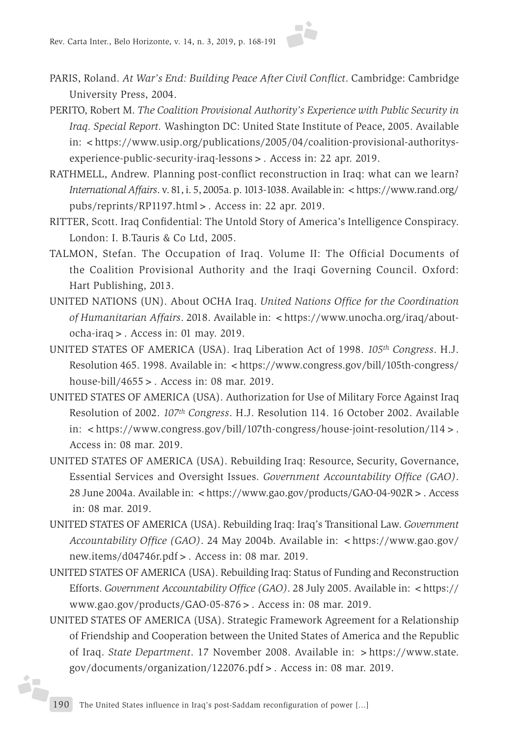PARIS, Roland. *At War's End: Building Peace After Civil Conflict*. Cambridge: Cambridge University Press, 2004.

PERITO, Robert M. *The Coalition Provisional Authority's Experience with Public Security in Iraq. Special Report.* Washington DC: United State Institute of Peace, 2005. Available in: <https://www.usip.org/publications/2005/04/coalition-provisional-authoritys-experience-public-security-iraq-lessons>. Access in: 22 apr. 2019.

RATHMELL, Andrew. Planning post-conflict reconstruction in Iraq: what can we learn? *International Affairs*. v. 81, i. 5, 2005a. p. 1013-1038. Available in: <https://www.rand.org/pubs/reprints/RP1197.html>. Access in: 22 apr. 2019.

RITTER, Scott. Iraq Confidential: The Untold Story of America's Intelligence Conspiracy. London: I. B.Tauris & Co Ltd, 2005.

TALMON, Stefan. The Occupation of Iraq. Volume II: The Official Documents of the Coalition Provisional Authority and the Iraqi Governing Council. Oxford: Hart Publishing, 2013.

UNITED NATIONS (UN). About OCHA Iraq. *United Nations Office for the Coordination of Humanitarian Affairs*. 2018. Available in: <https://www.unocha.org/iraq/about-ocha-iraq>. Access in: 01 may. 2019.

UNITED STATES OF AMERICA (USA). Iraq Liberation Act of 1998. *105th Congress*. H.J. Resolution 465. 1998. Available in: <https://www.congress.gov/bill/105th-congress/house-bill/4655>. Access in: 08 mar. 2019.

UNITED STATES OF AMERICA (USA). Authorization for Use of Military Force Against Iraq Resolution of 2002. *107th Congress*. H.J. Resolution 114. 16 October 2002. Available in: <https://www.congress.gov/bill/107th-congress/house-joint-resolution/114>. Access in: 08 mar. 2019.

UNITED STATES OF AMERICA (USA). Rebuilding Iraq: Resource, Security, Governance, Essential Services and Oversight Issues. *Government Accountability Office (GAO)*. 28 June 2004a. Available in: <https://www.gao.gov/products/GAO-04-902R>. Access in: 08 mar. 2019.

UNITED STATES OF AMERICA (USA). Rebuilding Iraq: Iraq's Transitional Law. *Government Accountability Office (GAO)*. 24 May 2004b. Available in: <https://www.gao.gov/new.items/d04746r.pdf>. Access in: 08 mar. 2019.

UNITED STATES OF AMERICA (USA). Rebuilding Iraq: Status of Funding and Reconstruction Efforts. *Government Accountability Office (GAO)*. 28 July 2005. Available in: <https://www.gao.gov/products/GAO-05-876>. Access in: 08 mar. 2019.

UNITED STATES OF AMERICA (USA). Strategic Framework Agreement for a Relationship of Friendship and Cooperation between the United States of America and the Republic of Iraq. *State Department*. 17 November 2008. Available in: >https://www.state.gov/documents/organization/122076.pdf>. Access in: 08 mar. 2019.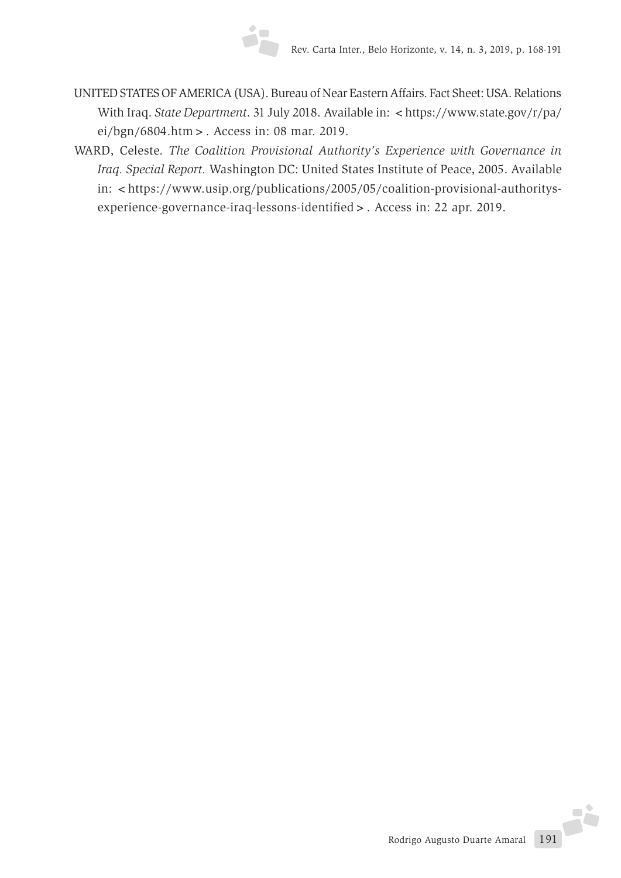UNITED STATES OF AMERICA (USA). Bureau of Near Eastern Affairs. Fact Sheet: USA. Relations With Iraq. *State Department*. 31 July 2018. Available in: < https://www.state.gov/r/pa/ei/bgn/6804.htm > . Access in: 08 mar. 2019.

WARD, Celeste. *The Coalition Provisional Authority's Experience with Governance in Iraq. Special Report.* Washington DC: United States Institute of Peace, 2005. Available in: < https://www.usip.org/publications/2005/05/coalition-provisional-authoritys-experience-governance-iraq-lessons-identified > . Access in: 22 apr. 2019.